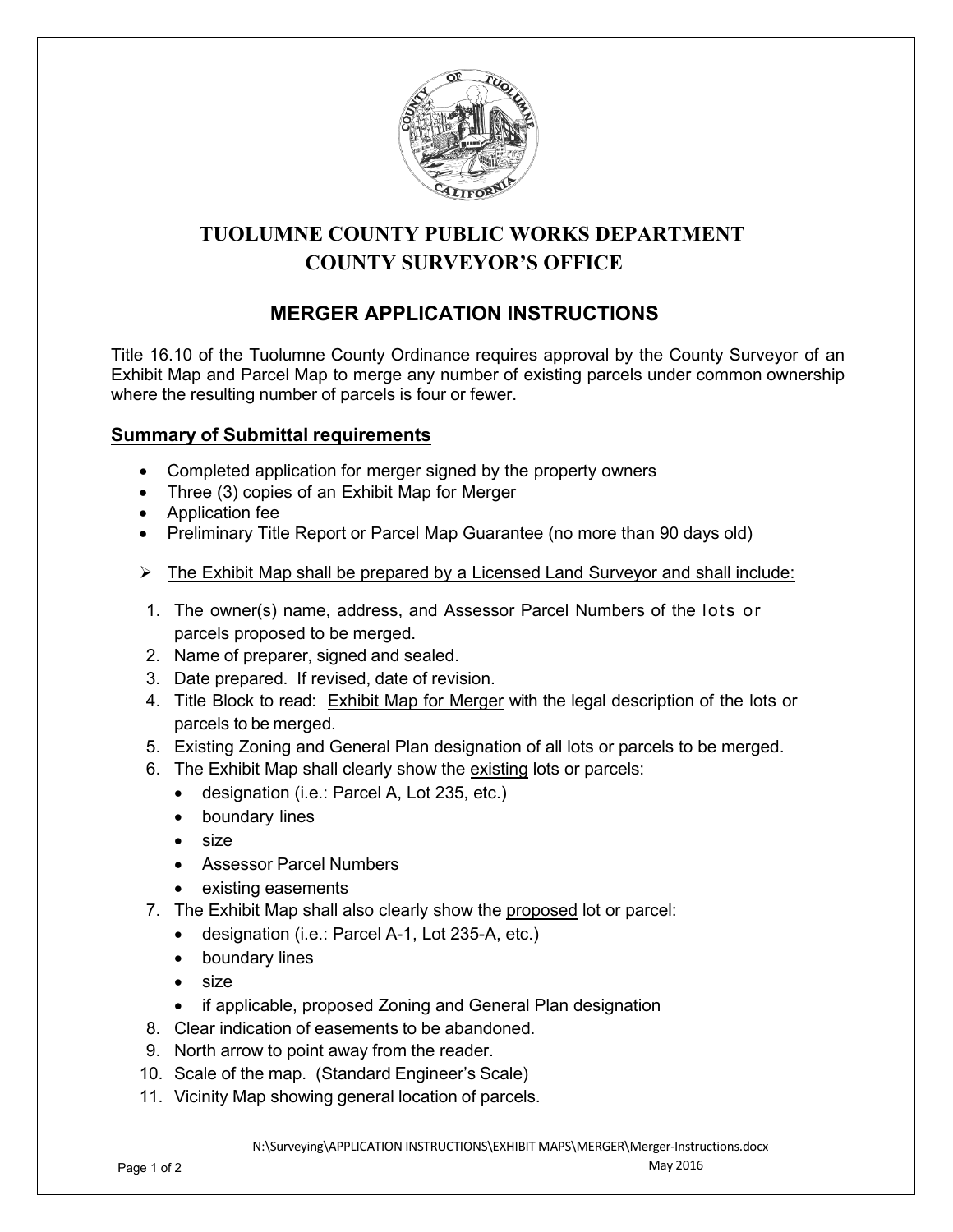# TUOLUMNE COUNTY PUBLIC WORKS DEPARTMENT
# COUNTY SURVEYOR'S OFFICE

## MERGER APPLICATION INSTRUCTIONS

Title 16.10 of the Tuolumne County Ordinance requires approval by the County Surveyor of an Exhibit Map and Parcel Map to merge any number of existing parcels under common ownership where the resulting number of parcels is four or fewer.

### <u>Summary of Submittal requirements</u>

- Completed application for merger signed by the property owners
- Three (3) copies of an Exhibit Map for Merger
- Application fee
- Preliminary Title Report or Parcel Map Guarantee (no more than 90 days old)

➢ <u>The Exhibit Map shall be prepared by a Licensed Land Surveyor and shall include:</u>

1. The owner(s) name, address, and Assessor Parcel Numbers of the lots or parcels proposed to be merged.
2. Name of preparer, signed and sealed.
3. Date prepared. If revised, date of revision.
4. Title Block to read: <u>Exhibit Map for Merger</u> with the legal description of the lots or parcels to be merged.
5. Existing Zoning and General Plan designation of all lots or parcels to be merged.
6. The Exhibit Map shall clearly show the <u>existing</u> lots or parcels:
   - designation (i.e.: Parcel A, Lot 235, etc.)
   - boundary lines
   - size
   - Assessor Parcel Numbers
   - existing easements
7. The Exhibit Map shall also clearly show the <u>proposed</u> lot or parcel:
   - designation (i.e.: Parcel A-1, Lot 235-A, etc.)
   - boundary lines
   - size
   - if applicable, proposed Zoning and General Plan designation
8. Clear indication of easements to be abandoned.
9. North arrow to point away from the reader.
10. Scale of the map. (Standard Engineer's Scale)
11. Vicinity Map showing general location of parcels.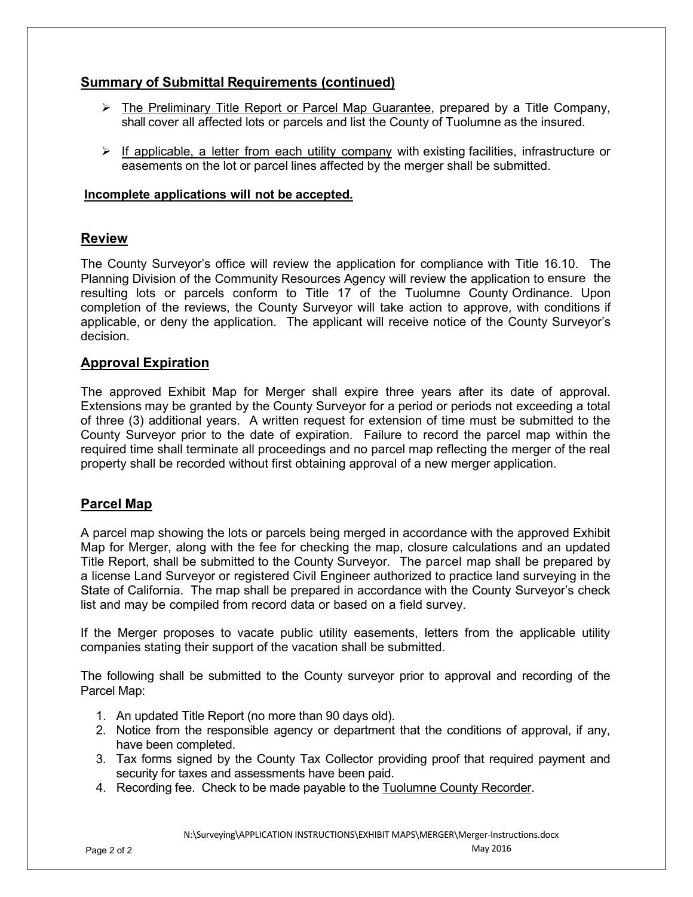## Summary of Submittal Requirements (continued)

- The Preliminary Title Report or Parcel Map Guarantee, prepared by a Title Company, shall cover all affected lots or parcels and list the County of Tuolumne as the insured.
- If applicable, a letter from each utility company with existing facilities, infrastructure or easements on the lot or parcel lines affected by the merger shall be submitted.

**Incomplete applications will not be accepted.**

## Review

The County Surveyor's office will review the application for compliance with Title 16.10. The Planning Division of the Community Resources Agency will review the application to ensure the resulting lots or parcels conform to Title 17 of the Tuolumne County Ordinance. Upon completion of the reviews, the County Surveyor will take action to approve, with conditions if applicable, or deny the application. The applicant will receive notice of the County Surveyor's decision.

## Approval Expiration

The approved Exhibit Map for Merger shall expire three years after its date of approval. Extensions may be granted by the County Surveyor for a period or periods not exceeding a total of three (3) additional years. A written request for extension of time must be submitted to the County Surveyor prior to the date of expiration. Failure to record the parcel map within the required time shall terminate all proceedings and no parcel map reflecting the merger of the real property shall be recorded without first obtaining approval of a new merger application.

## Parcel Map

A parcel map showing the lots or parcels being merged in accordance with the approved Exhibit Map for Merger, along with the fee for checking the map, closure calculations and an updated Title Report, shall be submitted to the County Surveyor. The parcel map shall be prepared by a license Land Surveyor or registered Civil Engineer authorized to practice land surveying in the State of California. The map shall be prepared in accordance with the County Surveyor's check list and may be compiled from record data or based on a field survey.

If the Merger proposes to vacate public utility easements, letters from the applicable utility companies stating their support of the vacation shall be submitted.

The following shall be submitted to the County surveyor prior to approval and recording of the Parcel Map:

1. An updated Title Report (no more than 90 days old).
2. Notice from the responsible agency or department that the conditions of approval, if any, have been completed.
3. Tax forms signed by the County Tax Collector providing proof that required payment and security for taxes and assessments have been paid.
4. Recording fee. Check to be made payable to the Tuolumne County Recorder.

N:\Surveying\APPLICATION INSTRUCTIONS\EXHIBIT MAPS\MERGER\Merger-Instructions.docx

May 2016